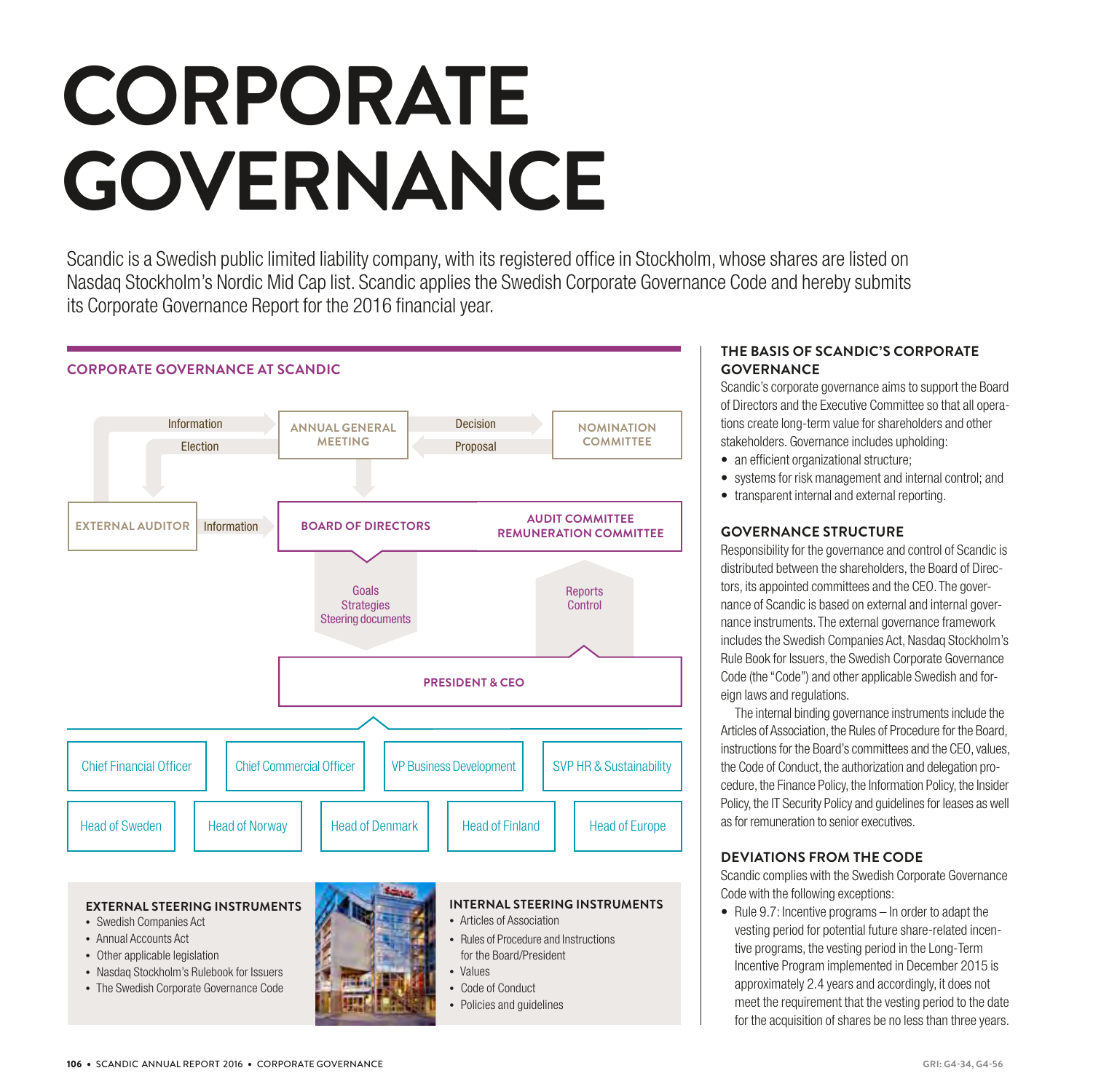# CORPORATE GOVERNANCE

Scandic is a Swedish public limited liability company, with its registered office in Stockholm, whose shares are listed on Nasdaq Stockholm's Nordic Mid Cap list. Scandic applies the Swedish Corporate Governance Code and hereby submits its Corporate Governance Report for the 2016 financial year.

## CORPORATE GOVERNANCE AT SCANDIC

- ANNUAL GENERAL MEETING
  - Information (External Auditor → AGM)
  - Election (AGM → External Auditor)
  - Decision (AGM → Nomination Committee)
  - Proposal (Nomination Committee → AGM)
- NOMINATION COMMITTEE
- EXTERNAL AUDITOR
  - Information (→ Board of Directors)
- BOARD OF DIRECTORS
  - AUDIT COMMITTEE
  - REMUNERATION COMMITTEE
  - Goals, Strategies, Steering documents (→ President & CEO)
  - Reports, Control (President & CEO →)
- PRESIDENT & CEO
  - Chief Financial Officer
  - Chief Commercial Officer
  - VP Business Development
  - SVP HR & Sustainability
  - Head of Sweden
  - Head of Norway
  - Head of Denmark
  - Head of Finland
  - Head of Europe

### EXTERNAL STEERING INSTRUMENTS

- Swedish Companies Act
- Annual Accounts Act
- Other applicable legislation
- Nasdaq Stockholm's Rulebook for Issuers
- The Swedish Corporate Governance Code

### INTERNAL STEERING INSTRUMENTS

- Articles of Association
- Rules of Procedure and Instructions for the Board/President
- Values
- Code of Conduct
- Policies and guidelines

## THE BASIS OF SCANDIC'S CORPORATE GOVERNANCE

Scandic's corporate governance aims to support the Board of Directors and the Executive Committee so that all operations create long-term value for shareholders and other stakeholders. Governance includes upholding:

- an efficient organizational structure;
- systems for risk management and internal control; and
- transparent internal and external reporting.

## GOVERNANCE STRUCTURE

Responsibility for the governance and control of Scandic is distributed between the shareholders, the Board of Directors, its appointed committees and the CEO. The governance of Scandic is based on external and internal governance instruments. The external governance framework includes the Swedish Companies Act, Nasdaq Stockholm's Rule Book for Issuers, the Swedish Corporate Governance Code (the "Code") and other applicable Swedish and foreign laws and regulations.

The internal binding governance instruments include the Articles of Association, the Rules of Procedure for the Board, instructions for the Board's committees and the CEO, values, the Code of Conduct, the authorization and delegation procedure, the Finance Policy, the Information Policy, the Insider Policy, the IT Security Policy and guidelines for leases as well as for remuneration to senior executives.

## DEVIATIONS FROM THE CODE

Scandic complies with the Swedish Corporate Governance Code with the following exceptions:

- Rule 9.7: Incentive programs – In order to adapt the vesting period for potential future share-related incentive programs, the vesting period in the Long-Term Incentive Program implemented in December 2015 is approximately 2.4 years and accordingly, it does not meet the requirement that the vesting period to the date for the acquisition of shares be no less than three years.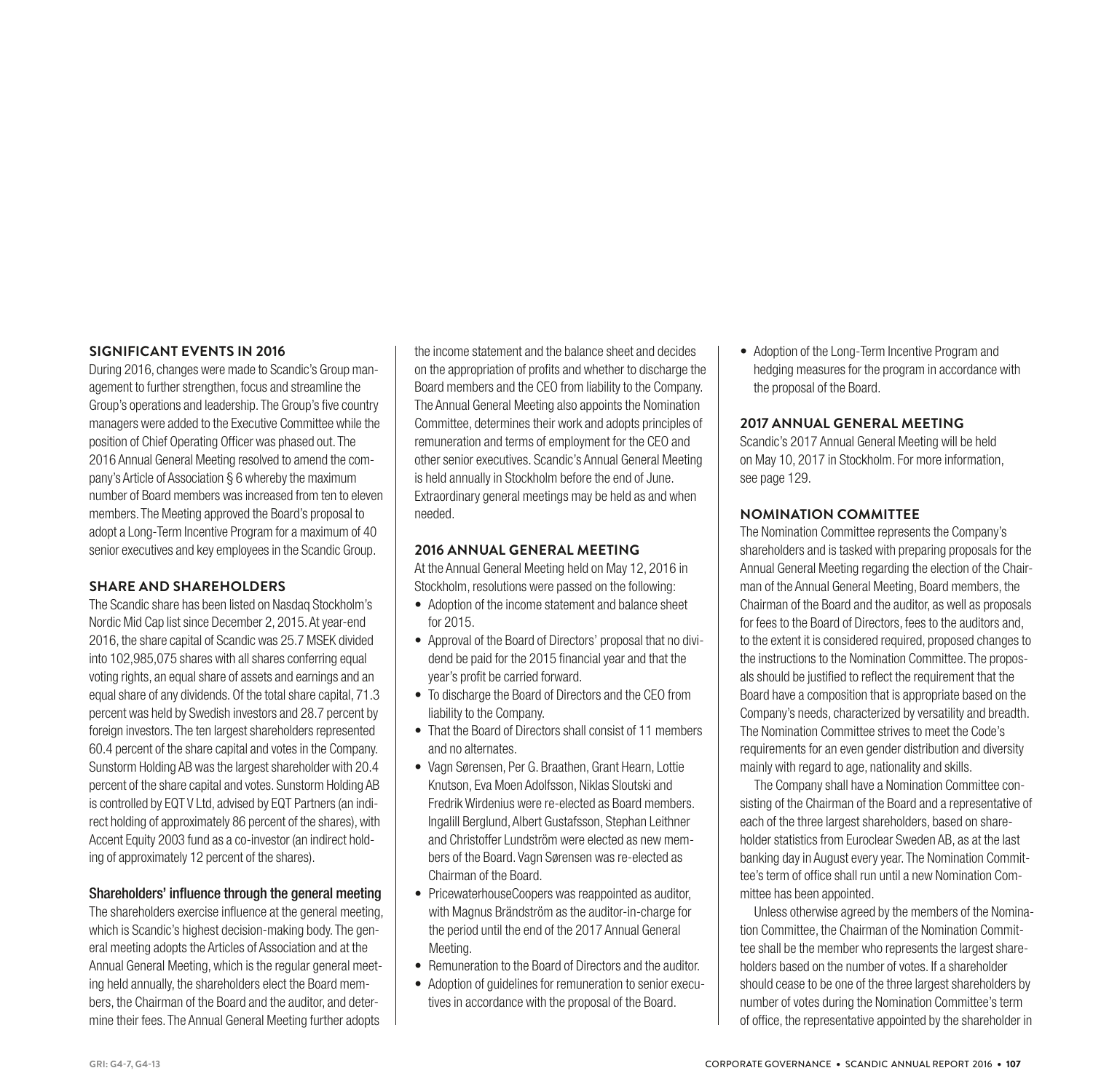## SIGNIFICANT EVENTS IN 2016

During 2016, changes were made to Scandic's Group management to further strengthen, focus and streamline the Group's operations and leadership. The Group's five country managers were added to the Executive Committee while the position of Chief Operating Officer was phased out. The 2016 Annual General Meeting resolved to amend the company's Article of Association § 6 whereby the maximum number of Board members was increased from ten to eleven members. The Meeting approved the Board's proposal to adopt a Long-Term Incentive Program for a maximum of 40 senior executives and key employees in the Scandic Group.

## SHARE AND SHAREHOLDERS

The Scandic share has been listed on Nasdaq Stockholm's Nordic Mid Cap list since December 2, 2015. At year-end 2016, the share capital of Scandic was 25.7 MSEK divided into 102,985,075 shares with all shares conferring equal voting rights, an equal share of assets and earnings and an equal share of any dividends. Of the total share capital, 71.3 percent was held by Swedish investors and 28.7 percent by foreign investors. The ten largest shareholders represented 60.4 percent of the share capital and votes in the Company. Sunstorm Holding AB was the largest shareholder with 20.4 percent of the share capital and votes. Sunstorm Holding AB is controlled by EQT V Ltd, advised by EQT Partners (an indirect holding of approximately 86 percent of the shares), with Accent Equity 2003 fund as a co-investor (an indirect holding of approximately 12 percent of the shares).

### Shareholders' influence through the general meeting

The shareholders exercise influence at the general meeting, which is Scandic's highest decision-making body. The general meeting adopts the Articles of Association and at the Annual General Meeting, which is the regular general meeting held annually, the shareholders elect the Board members, the Chairman of the Board and the auditor, and determine their fees. The Annual General Meeting further adopts the income statement and the balance sheet and decides on the appropriation of profits and whether to discharge the Board members and the CEO from liability to the Company. The Annual General Meeting also appoints the Nomination Committee, determines their work and adopts principles of remuneration and terms of employment for the CEO and other senior executives. Scandic's Annual General Meeting is held annually in Stockholm before the end of June. Extraordinary general meetings may be held as and when needed.

## 2016 ANNUAL GENERAL MEETING

At the Annual General Meeting held on May 12, 2016 in Stockholm, resolutions were passed on the following:

- Adoption of the income statement and balance sheet for 2015.
- Approval of the Board of Directors' proposal that no dividend be paid for the 2015 financial year and that the year's profit be carried forward.
- To discharge the Board of Directors and the CEO from liability to the Company.
- That the Board of Directors shall consist of 11 members and no alternates.
- Vagn Sørensen, Per G. Braathen, Grant Hearn, Lottie Knutson, Eva Moen Adolfsson, Niklas Sloutski and Fredrik Wirdenius were re-elected as Board members. Ingalill Berglund, Albert Gustafsson, Stephan Leithner and Christoffer Lundström were elected as new members of the Board. Vagn Sørensen was re-elected as Chairman of the Board.
- PricewaterhouseCoopers was reappointed as auditor, with Magnus Brändström as the auditor-in-charge for the period until the end of the 2017 Annual General Meeting.
- Remuneration to the Board of Directors and the auditor.
- Adoption of guidelines for remuneration to senior executives in accordance with the proposal of the Board.
- Adoption of the Long-Term Incentive Program and hedging measures for the program in accordance with the proposal of the Board.

## 2017 ANNUAL GENERAL MEETING

Scandic's 2017 Annual General Meeting will be held on May 10, 2017 in Stockholm. For more information, see page 129.

## NOMINATION COMMITTEE

The Nomination Committee represents the Company's shareholders and is tasked with preparing proposals for the Annual General Meeting regarding the election of the Chairman of the Annual General Meeting, Board members, the Chairman of the Board and the auditor, as well as proposals for fees to the Board of Directors, fees to the auditors and, to the extent it is considered required, proposed changes to the instructions to the Nomination Committee. The proposals should be justified to reflect the requirement that the Board have a composition that is appropriate based on the Company's needs, characterized by versatility and breadth. The Nomination Committee strives to meet the Code's requirements for an even gender distribution and diversity mainly with regard to age, nationality and skills.

The Company shall have a Nomination Committee consisting of the Chairman of the Board and a representative of each of the three largest shareholders, based on shareholder statistics from Euroclear Sweden AB, as at the last banking day in August every year. The Nomination Committee's term of office shall run until a new Nomination Committee has been appointed.

Unless otherwise agreed by the members of the Nomination Committee, the Chairman of the Nomination Committee shall be the member who represents the largest shareholders based on the number of votes. If a shareholder should cease to be one of the three largest shareholders by number of votes during the Nomination Committee's term of office, the representative appointed by the shareholder in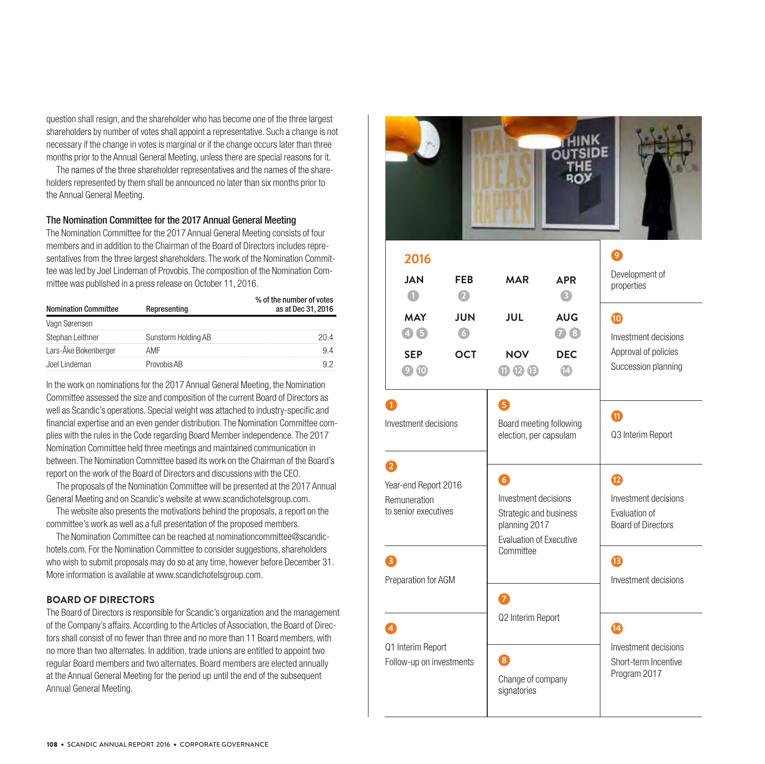question shall resign, and the shareholder who has become one of the three largest shareholders by number of votes shall appoint a representative. Such a change is not necessary if the change in votes is marginal or if the change occurs later than three months prior to the Annual General Meeting, unless there are special reasons for it.

The names of the three shareholder representatives and the names of the shareholders represented by them shall be announced no later than six months prior to the Annual General Meeting.

### The Nomination Committee for the 2017 Annual General Meeting

The Nomination Committee for the 2017 Annual General Meeting consists of four members and in addition to the Chairman of the Board of Directors includes representatives from the three largest shareholders. The work of the Nomination Committee was led by Joel Lindeman of Provobis. The composition of the Nomination Committee was published in a press release on October 11, 2016.

| Nomination Committee | Representing | % of the number of votes as at Dec 31, 2016 |
|---|---|---|
| Vagn Sørensen | | |
| Stephan Leithner | Sunstorm Holding AB | 20.4 |
| Lars-Åke Bokenberger | AMF | 9.4 |
| Joel Lindeman | Provobis AB | 9.2 |

In the work on nominations for the 2017 Annual General Meeting, the Nomination Committee assessed the size and composition of the current Board of Directors as well as Scandic's operations. Special weight was attached to industry-specific and financial expertise and an even gender distribution. The Nomination Committee complies with the rules in the Code regarding Board Member independence. The 2017 Nomination Committee held three meetings and maintained communication in between. The Nomination Committee based its work on the Chairman of the Board's report on the work of the Board of Directors and discussions with the CEO.

The proposals of the Nomination Committee will be presented at the 2017 Annual General Meeting and on Scandic's website at www.scandichotelsgroup.com.

The website also presents the motivations behind the proposals, a report on the committee's work as well as a full presentation of the proposed members.

The Nomination Committee can be reached at nominationcommittee@scandic-hotels.com. For the Nomination Committee to consider suggestions, shareholders who wish to submit proposals may do so at any time, however before December 31. More information is available at www.scandichotelsgroup.com.

### BOARD OF DIRECTORS

The Board of Directors is responsible for Scandic's organization and the management of the Company's affairs. According to the Articles of Association, the Board of Directors shall consist of no fewer than three and no more than 11 Board members, with no more than two alternates. In addition, trade unions are entitled to appoint two regular Board members and two alternates. Board members are elected annually at the Annual General Meeting for the period up until the end of the subsequent Annual General Meeting.

**2016**

| JAN | FEB | MAR | APR |
|---|---|---|---|
| 1 | 2 | | 3 |
| **MAY** | **JUN** | **JUL** | **AUG** |
| 4 5 | 6 | | 7 8 |
| **SEP** | **OCT** | **NOV** | **DEC** |
| 9 10 | | 11 12 13 | 14 |

1. Investment decisions
2. Year-end Report 2016; Remuneration to senior executives
3. Preparation for AGM
4. Q1 Interim Report; Follow-up on investments
5. Board meeting following election, per capsulam
6. Investment decisions; Strategic and business planning 2017; Evaluation of Executive Committee
7. Q2 Interim Report
8. Change of company signatories
9. Development of properties
10. Investment decisions; Approval of policies; Succession planning
11. Q3 Interim Report
12. Investment decisions; Evaluation of Board of Directors
13. Investment decisions
14. Investment decisions; Short-term Incentive Program 2017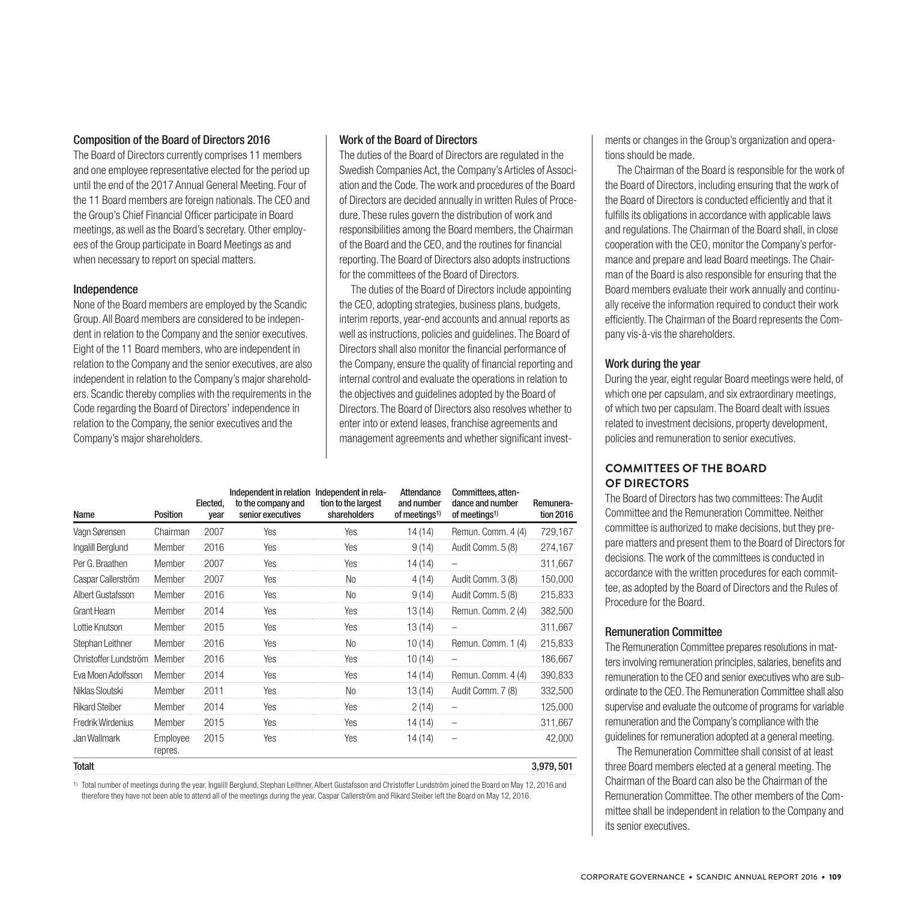### Composition of the Board of Directors 2016

The Board of Directors currently comprises 11 members and one employee representative elected for the period up until the end of the 2017 Annual General Meeting. Four of the 11 Board members are foreign nationals. The CEO and the Group's Chief Financial Officer participate in Board meetings, as well as the Board's secretary. Other employees of the Group participate in Board Meetings as and when necessary to report on special matters.

### Independence

None of the Board members are employed by the Scandic Group. All Board members are considered to be independent in relation to the Company and the senior executives. Eight of the 11 Board members, who are independent in relation to the Company and the senior executives, are also independent in relation to the Company's major shareholders. Scandic thereby complies with the requirements in the Code regarding the Board of Directors' independence in relation to the Company, the senior executives and the Company's major shareholders.

### Work of the Board of Directors

The duties of the Board of Directors are regulated in the Swedish Companies Act, the Company's Articles of Association and the Code. The work and procedures of the Board of Directors are decided annually in written Rules of Procedure. These rules govern the distribution of work and responsibilities among the Board members, the Chairman of the Board and the CEO, and the routines for financial reporting. The Board of Directors also adopts instructions for the committees of the Board of Directors.

The duties of the Board of Directors include appointing the CEO, adopting strategies, business plans, budgets, interim reports, year-end accounts and annual reports as well as instructions, policies and guidelines. The Board of Directors shall also monitor the financial performance of the Company, ensure the quality of financial reporting and internal control and evaluate the operations in relation to the objectives and guidelines adopted by the Board of Directors. The Board of Directors also resolves whether to enter into or extend leases, franchise agreements and management agreements and whether significant investments or changes in the Group's organization and operations should be made.

The Chairman of the Board is responsible for the work of the Board of Directors, including ensuring that the work of the Board of Directors is conducted efficiently and that it fulfills its obligations in accordance with applicable laws and regulations. The Chairman of the Board shall, in close cooperation with the CEO, monitor the Company's performance and prepare and lead Board meetings. The Chairman of the Board is also responsible for ensuring that the Board members evaluate their work annually and continually receive the information required to conduct their work efficiently. The Chairman of the Board represents the Company vis-à-vis the shareholders.

### Work during the year

During the year, eight regular Board meetings were held, of which one per capsulam, and six extraordinary meetings, of which two per capsulam. The Board dealt with issues related to investment decisions, property development, policies and remuneration to senior executives.

| Name | Position | Elected, year | Independent in relation to the company and senior executives | Independent in relation to the largest shareholders | Attendance and number of meetings[1] | Committees, attendance and number of meetings[1] | Remuneration 2016 |
|---|---|---|---|---|---|---|---|
| Vagn Sørensen | Chairman | 2007 | Yes | Yes | 14 (14) | Remun. Comm. 4 (4) | 729,167 |
| Ingalill Berglund | Member | 2016 | Yes | Yes | 9 (14) | Audit Comm. 5 (8) | 274,167 |
| Per G. Braathen | Member | 2007 | Yes | Yes | 14 (14) | – | 311,667 |
| Caspar Callerström | Member | 2007 | Yes | No | 4 (14) | Audit Comm. 3 (8) | 150,000 |
| Albert Gustafsson | Member | 2016 | Yes | No | 9 (14) | Audit Comm. 5 (8) | 215,833 |
| Grant Hearn | Member | 2014 | Yes | Yes | 13 (14) | Remun. Comm. 2 (4) | 382,500 |
| Lottie Knutson | Member | 2015 | Yes | Yes | 13 (14) | – | 311,667 |
| Stephan Leithner | Member | 2016 | Yes | No | 10 (14) | Remun. Comm. 1 (4) | 215,833 |
| Christoffer Lundström | Member | 2016 | Yes | Yes | 10 (14) | – | 186,667 |
| Eva Moen Adolfsson | Member | 2014 | Yes | Yes | 14 (14) | Remun. Comm. 4 (4) | 390,833 |
| Niklas Sloutski | Member | 2011 | Yes | No | 13 (14) | Audit Comm. 7 (8) | 332,500 |
| Rikard Steiber | Member | 2014 | Yes | Yes | 2 (14) | – | 125,000 |
| Fredrik Wirdenius | Member | 2015 | Yes | Yes | 14 (14) | – | 311,667 |
| Jan Wallmark | Employee repres. | 2015 | Yes | Yes | 14 (14) | – | 42,000 |
| **Totalt** | | | | | | | **3,979, 501** |

[1] Total number of meetings during the year. Ingalill Berglund, Stephan Leithner, Albert Gustafsson and Christoffer Lundström joined the Board on May 12, 2016 and therefore they have not been able to attend all of the meetings during the year. Caspar Callerström and Rikard Steiber left the Board on May 12, 2016.

## COMMITTEES OF THE BOARD OF DIRECTORS

The Board of Directors has two committees: The Audit Committee and the Remuneration Committee. Neither committee is authorized to make decisions, but they prepare matters and present them to the Board of Directors for decisions. The work of the committees is conducted in accordance with the written procedures for each committee, as adopted by the Board of Directors and the Rules of Procedure for the Board.

### Remuneration Committee

The Remuneration Committee prepares resolutions in matters involving remuneration principles, salaries, benefits and remuneration to the CEO and senior executives who are subordinate to the CEO. The Remuneration Committee shall also supervise and evaluate the outcome of programs for variable remuneration and the Company's compliance with the guidelines for remuneration adopted at a general meeting.

The Remuneration Committee shall consist of at least three Board members elected at a general meeting. The Chairman of the Board can also be the Chairman of the Remuneration Committee. The other members of the Committee shall be independent in relation to the Company and its senior executives.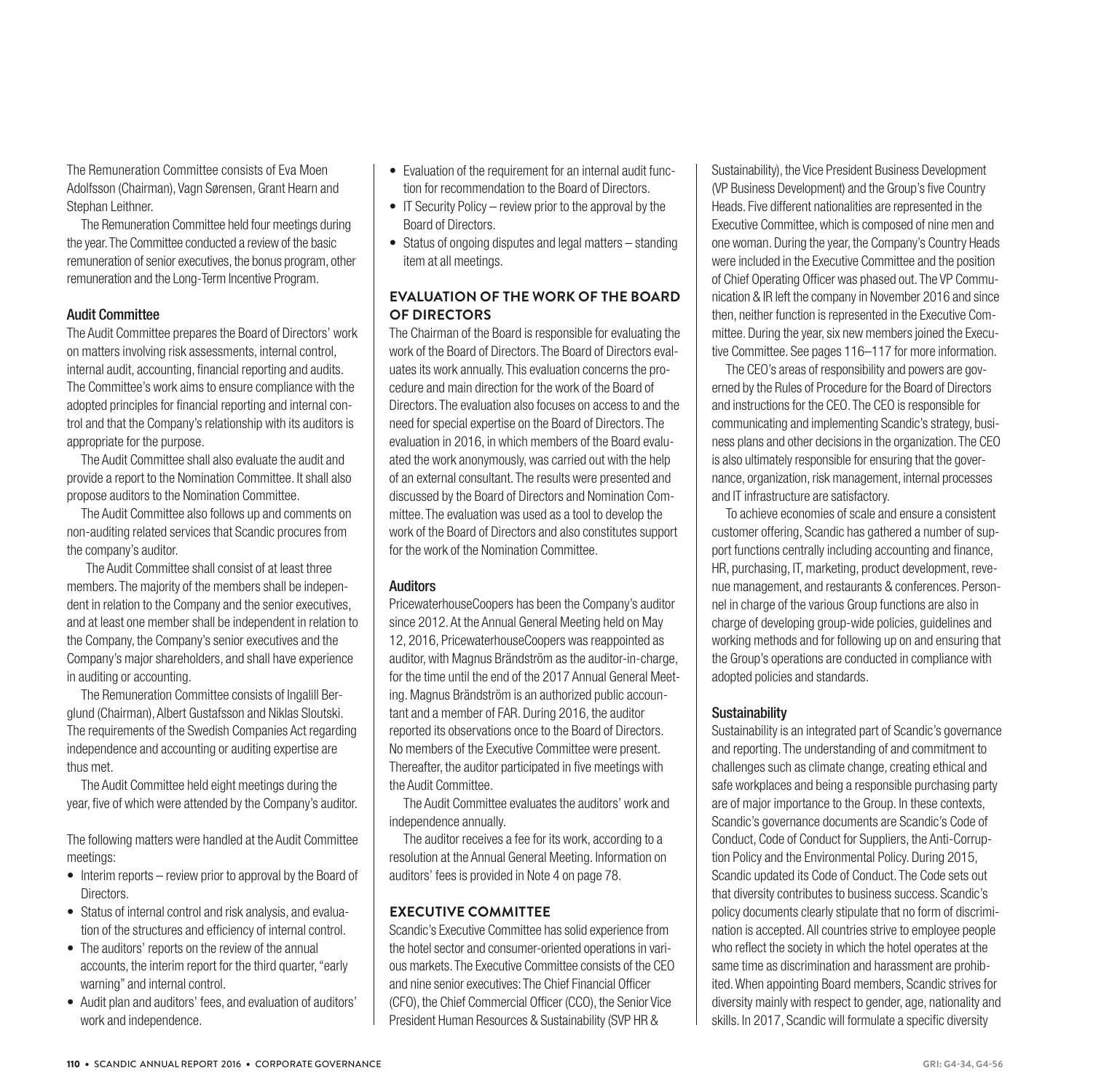The Remuneration Committee consists of Eva Moen Adolfsson (Chairman), Vagn Sørensen, Grant Hearn and Stephan Leithner.

The Remuneration Committee held four meetings during the year. The Committee conducted a review of the basic remuneration of senior executives, the bonus program, other remuneration and the Long-Term Incentive Program.

### Audit Committee

The Audit Committee prepares the Board of Directors' work on matters involving risk assessments, internal control, internal audit, accounting, financial reporting and audits. The Committee's work aims to ensure compliance with the adopted principles for financial reporting and internal control and that the Company's relationship with its auditors is appropriate for the purpose.

The Audit Committee shall also evaluate the audit and provide a report to the Nomination Committee. It shall also propose auditors to the Nomination Committee.

The Audit Committee also follows up and comments on non-auditing related services that Scandic procures from the company's auditor.

The Audit Committee shall consist of at least three members. The majority of the members shall be independent in relation to the Company and the senior executives, and at least one member shall be independent in relation to the Company, the Company's senior executives and the Company's major shareholders, and shall have experience in auditing or accounting.

The Remuneration Committee consists of Ingalill Berglund (Chairman), Albert Gustafsson and Niklas Sloutski. The requirements of the Swedish Companies Act regarding independence and accounting or auditing expertise are thus met.

The Audit Committee held eight meetings during the year, five of which were attended by the Company's auditor.

The following matters were handled at the Audit Committee meetings:

- Interim reports – review prior to approval by the Board of Directors.
- Status of internal control and risk analysis, and evaluation of the structures and efficiency of internal control.
- The auditors' reports on the review of the annual accounts, the interim report for the third quarter, "early warning" and internal control.
- Audit plan and auditors' fees, and evaluation of auditors' work and independence.
- Evaluation of the requirement for an internal audit function for recommendation to the Board of Directors.
- IT Security Policy – review prior to the approval by the Board of Directors.
- Status of ongoing disputes and legal matters – standing item at all meetings.

## EVALUATION OF THE WORK OF THE BOARD OF DIRECTORS

The Chairman of the Board is responsible for evaluating the work of the Board of Directors. The Board of Directors evaluates its work annually. This evaluation concerns the procedure and main direction for the work of the Board of Directors. The evaluation also focuses on access to and the need for special expertise on the Board of Directors. The evaluation in 2016, in which members of the Board evaluated the work anonymously, was carried out with the help of an external consultant. The results were presented and discussed by the Board of Directors and Nomination Committee. The evaluation was used as a tool to develop the work of the Board of Directors and also constitutes support for the work of the Nomination Committee.

### Auditors

PricewaterhouseCoopers has been the Company's auditor since 2012. At the Annual General Meeting held on May 12, 2016, PricewaterhouseCoopers was reappointed as auditor, with Magnus Brändström as the auditor-in-charge, for the time until the end of the 2017 Annual General Meeting. Magnus Brändström is an authorized public accountant and a member of FAR. During 2016, the auditor reported its observations once to the Board of Directors. No members of the Executive Committee were present. Thereafter, the auditor participated in five meetings with the Audit Committee.

The Audit Committee evaluates the auditors' work and independence annually.

The auditor receives a fee for its work, according to a resolution at the Annual General Meeting. Information on auditors' fees is provided in Note 4 on page 78.

## EXECUTIVE COMMITTEE

Scandic's Executive Committee has solid experience from the hotel sector and consumer-oriented operations in various markets. The Executive Committee consists of the CEO and nine senior executives: The Chief Financial Officer (CFO), the Chief Commercial Officer (CCO), the Senior Vice President Human Resources & Sustainability (SVP HR & Sustainability), the Vice President Business Development (VP Business Development) and the Group's five Country Heads. Five different nationalities are represented in the Executive Committee, which is composed of nine men and one woman. During the year, the Company's Country Heads were included in the Executive Committee and the position of Chief Operating Officer was phased out. The VP Communication & IR left the company in November 2016 and since then, neither function is represented in the Executive Committee. During the year, six new members joined the Executive Committee. See pages 116–117 for more information.

The CEO's areas of responsibility and powers are governed by the Rules of Procedure for the Board of Directors and instructions for the CEO. The CEO is responsible for communicating and implementing Scandic's strategy, business plans and other decisions in the organization. The CEO is also ultimately responsible for ensuring that the governance, organization, risk management, internal processes and IT infrastructure are satisfactory.

To achieve economies of scale and ensure a consistent customer offering, Scandic has gathered a number of support functions centrally including accounting and finance, HR, purchasing, IT, marketing, product development, revenue management, and restaurants & conferences. Personnel in charge of the various Group functions are also in charge of developing group-wide policies, guidelines and working methods and for following up on and ensuring that the Group's operations are conducted in compliance with adopted policies and standards.

### Sustainability

Sustainability is an integrated part of Scandic's governance and reporting. The understanding of and commitment to challenges such as climate change, creating ethical and safe workplaces and being a responsible purchasing party are of major importance to the Group. In these contexts, Scandic's governance documents are Scandic's Code of Conduct, Code of Conduct for Suppliers, the Anti-Corruption Policy and the Environmental Policy. During 2015, Scandic updated its Code of Conduct. The Code sets out that diversity contributes to business success. Scandic's policy documents clearly stipulate that no form of discrimination is accepted. All countries strive to employee people who reflect the society in which the hotel operates at the same time as discrimination and harassment are prohibited. When appointing Board members, Scandic strives for diversity mainly with respect to gender, age, nationality and skills. In 2017, Scandic will formulate a specific diversity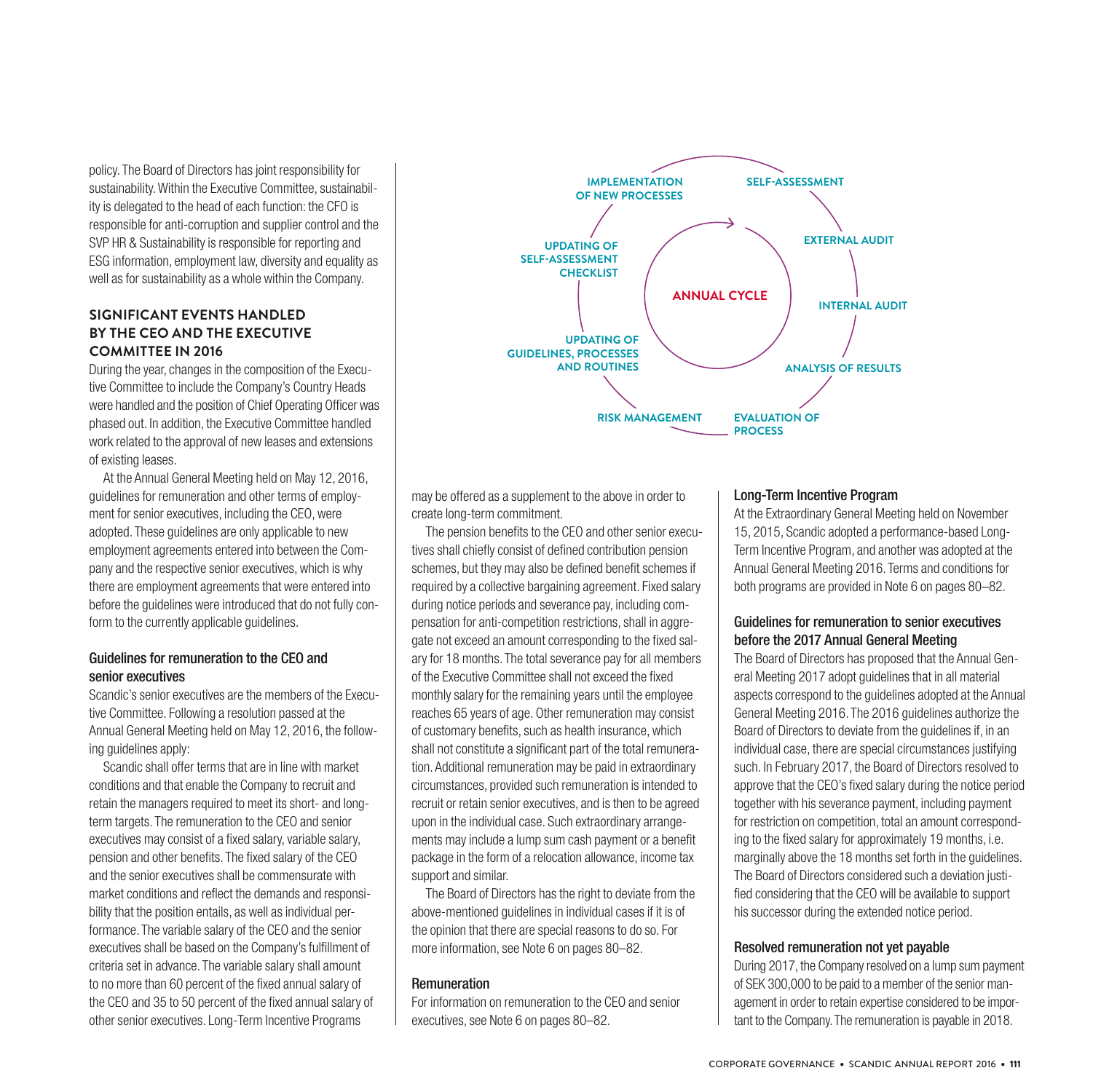policy. The Board of Directors has joint responsibility for sustainability. Within the Executive Committee, sustainability is delegated to the head of each function: the CFO is responsible for anti-corruption and supplier control and the SVP HR & Sustainability is responsible for reporting and ESG information, employment law, diversity and equality as well as for sustainability as a whole within the Company.

## SIGNIFICANT EVENTS HANDLED BY THE CEO AND THE EXECUTIVE COMMITTEE IN 2016

During the year, changes in the composition of the Executive Committee to include the Company's Country Heads were handled and the position of Chief Operating Officer was phased out. In addition, the Executive Committee handled work related to the approval of new leases and extensions of existing leases.

At the Annual General Meeting held on May 12, 2016, guidelines for remuneration and other terms of employment for senior executives, including the CEO, were adopted. These guidelines are only applicable to new employment agreements entered into between the Company and the respective senior executives, which is why there are employment agreements that were entered into before the guidelines were introduced that do not fully conform to the currently applicable guidelines.

### Guidelines for remuneration to the CEO and senior executives

Scandic's senior executives are the members of the Executive Committee. Following a resolution passed at the Annual General Meeting held on May 12, 2016, the following guidelines apply:

Scandic shall offer terms that are in line with market conditions and that enable the Company to recruit and retain the managers required to meet its short- and long-term targets. The remuneration to the CEO and senior executives may consist of a fixed salary, variable salary, pension and other benefits. The fixed salary of the CEO and the senior executives shall be commensurate with market conditions and reflect the demands and responsibility that the position entails, as well as individual performance. The variable salary of the CEO and the senior executives shall be based on the Company's fulfillment of criteria set in advance. The variable salary shall amount to no more than 60 percent of the fixed annual salary of the CEO and 35 to 50 percent of the fixed annual salary of other senior executives. Long-Term Incentive Programs may be offered as a supplement to the above in order to create long-term commitment.

The pension benefits to the CEO and other senior executives shall chiefly consist of defined contribution pension schemes, but they may also be defined benefit schemes if required by a collective bargaining agreement. Fixed salary during notice periods and severance pay, including compensation for anti-competition restrictions, shall in aggregate not exceed an amount corresponding to the fixed salary for 18 months. The total severance pay for all members of the Executive Committee shall not exceed the fixed monthly salary for the remaining years until the employee reaches 65 years of age. Other remuneration may consist of customary benefits, such as health insurance, which shall not constitute a significant part of the total remuneration. Additional remuneration may be paid in extraordinary circumstances, provided such remuneration is intended to recruit or retain senior executives, and is then to be agreed upon in the individual case. Such extraordinary arrangements may include a lump sum cash payment or a benefit package in the form of a relocation allowance, income tax support and similar.

The Board of Directors has the right to deviate from the above-mentioned guidelines in individual cases if it is of the opinion that there are special reasons to do so. For more information, see Note 6 on pages 80–82.

### Remuneration

For information on remuneration to the CEO and senior executives, see Note 6 on pages 80–82.

ANNUAL CYCLE

SELF-ASSESSMENT → EXTERNAL AUDIT → INTERNAL AUDIT → ANALYSIS OF RESULTS → EVALUATION OF PROCESS → RISK MANAGEMENT → UPDATING OF GUIDELINES, PROCESSES AND ROUTINES → UPDATING OF SELF-ASSESSMENT CHECKLIST → IMPLEMENTATION OF NEW PROCESSES

### Long-Term Incentive Program

At the Extraordinary General Meeting held on November 15, 2015, Scandic adopted a performance-based Long-Term Incentive Program, and another was adopted at the Annual General Meeting 2016. Terms and conditions for both programs are provided in Note 6 on pages 80–82.

### Guidelines for remuneration to senior executives before the 2017 Annual General Meeting

The Board of Directors has proposed that the Annual General Meeting 2017 adopt guidelines that in all material aspects correspond to the guidelines adopted at the Annual General Meeting 2016. The 2016 guidelines authorize the Board of Directors to deviate from the guidelines if, in an individual case, there are special circumstances justifying such. In February 2017, the Board of Directors resolved to approve that the CEO's fixed salary during the notice period together with his severance payment, including payment for restriction on competition, total an amount corresponding to the fixed salary for approximately 19 months, i.e. marginally above the 18 months set forth in the guidelines. The Board of Directors considered such a deviation justified considering that the CEO will be available to support his successor during the extended notice period.

### Resolved remuneration not yet payable

During 2017, the Company resolved on a lump sum payment of SEK 300,000 to be paid to a member of the senior management in order to retain expertise considered to be important to the Company. The remuneration is payable in 2018.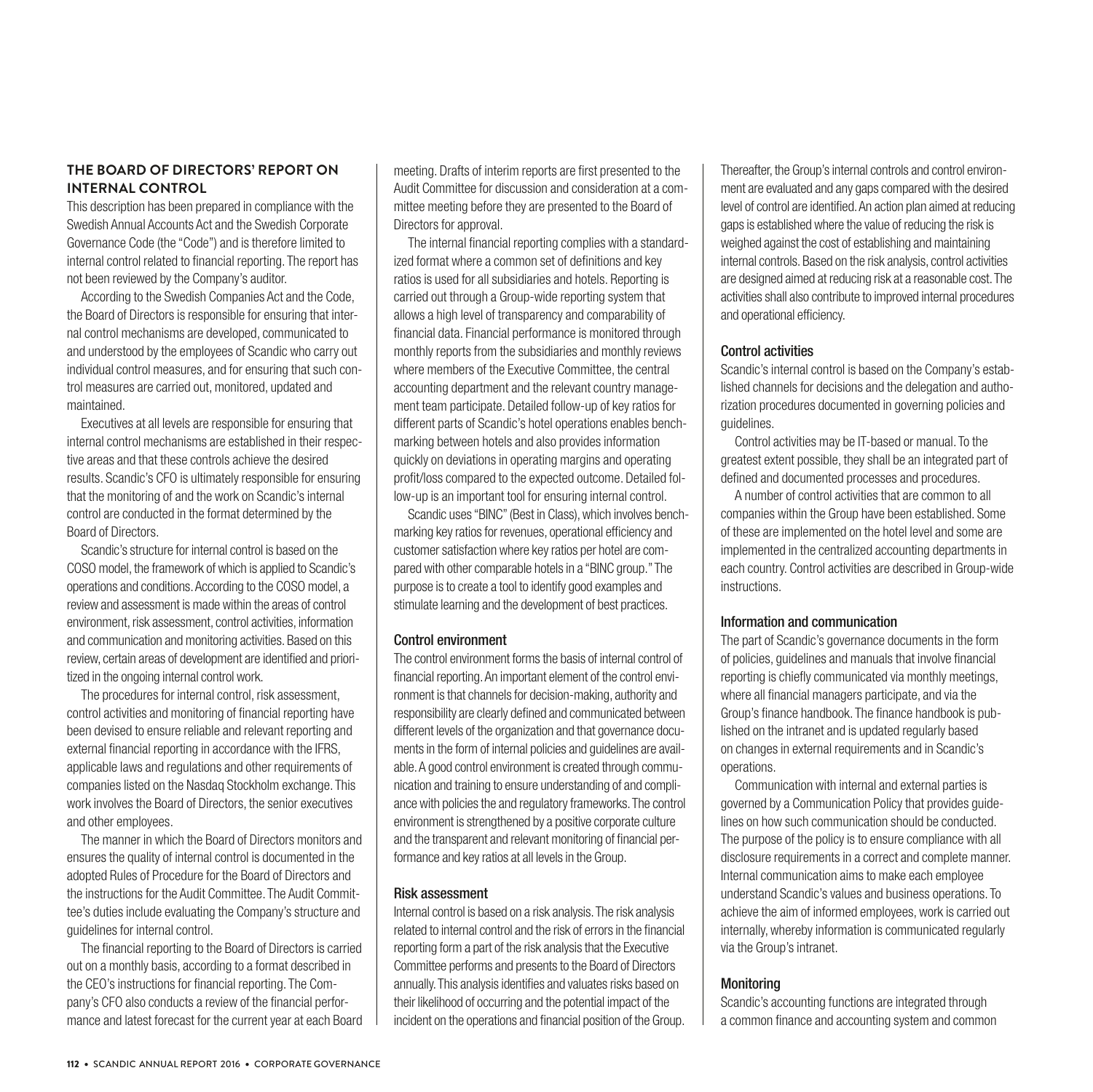## THE BOARD OF DIRECTORS' REPORT ON INTERNAL CONTROL

This description has been prepared in compliance with the Swedish Annual Accounts Act and the Swedish Corporate Governance Code (the "Code") and is therefore limited to internal control related to financial reporting. The report has not been reviewed by the Company's auditor.

According to the Swedish Companies Act and the Code, the Board of Directors is responsible for ensuring that internal control mechanisms are developed, communicated to and understood by the employees of Scandic who carry out individual control measures, and for ensuring that such control measures are carried out, monitored, updated and maintained.

Executives at all levels are responsible for ensuring that internal control mechanisms are established in their respective areas and that these controls achieve the desired results. Scandic's CFO is ultimately responsible for ensuring that the monitoring of and the work on Scandic's internal control are conducted in the format determined by the Board of Directors.

Scandic's structure for internal control is based on the COSO model, the framework of which is applied to Scandic's operations and conditions. According to the COSO model, a review and assessment is made within the areas of control environment, risk assessment, control activities, information and communication and monitoring activities. Based on this review, certain areas of development are identified and prioritized in the ongoing internal control work.

The procedures for internal control, risk assessment, control activities and monitoring of financial reporting have been devised to ensure reliable and relevant reporting and external financial reporting in accordance with the IFRS, applicable laws and regulations and other requirements of companies listed on the Nasdaq Stockholm exchange. This work involves the Board of Directors, the senior executives and other employees.

The manner in which the Board of Directors monitors and ensures the quality of internal control is documented in the adopted Rules of Procedure for the Board of Directors and the instructions for the Audit Committee. The Audit Committee's duties include evaluating the Company's structure and guidelines for internal control.

The financial reporting to the Board of Directors is carried out on a monthly basis, according to a format described in the CEO's instructions for financial reporting. The Company's CFO also conducts a review of the financial performance and latest forecast for the current year at each Board meeting. Drafts of interim reports are first presented to the Audit Committee for discussion and consideration at a committee meeting before they are presented to the Board of Directors for approval.

The internal financial reporting complies with a standardized format where a common set of definitions and key ratios is used for all subsidiaries and hotels. Reporting is carried out through a Group-wide reporting system that allows a high level of transparency and comparability of financial data. Financial performance is monitored through monthly reports from the subsidiaries and monthly reviews where members of the Executive Committee, the central accounting department and the relevant country management team participate. Detailed follow-up of key ratios for different parts of Scandic's hotel operations enables benchmarking between hotels and also provides information quickly on deviations in operating margins and operating profit/loss compared to the expected outcome. Detailed follow-up is an important tool for ensuring internal control.

Scandic uses "BINC" (Best in Class), which involves benchmarking key ratios for revenues, operational efficiency and customer satisfaction where key ratios per hotel are compared with other comparable hotels in a "BINC group." The purpose is to create a tool to identify good examples and stimulate learning and the development of best practices.

### Control environment

The control environment forms the basis of internal control of financial reporting. An important element of the control environment is that channels for decision-making, authority and responsibility are clearly defined and communicated between different levels of the organization and that governance documents in the form of internal policies and guidelines are available. A good control environment is created through communication and training to ensure understanding of and compliance with policies the and regulatory frameworks. The control environment is strengthened by a positive corporate culture and the transparent and relevant monitoring of financial performance and key ratios at all levels in the Group.

### Risk assessment

Internal control is based on a risk analysis. The risk analysis related to internal control and the risk of errors in the financial reporting form a part of the risk analysis that the Executive Committee performs and presents to the Board of Directors annually. This analysis identifies and valuates risks based on their likelihood of occurring and the potential impact of the incident on the operations and financial position of the Group. Thereafter, the Group's internal controls and control environment are evaluated and any gaps compared with the desired level of control are identified. An action plan aimed at reducing gaps is established where the value of reducing the risk is weighed against the cost of establishing and maintaining internal controls. Based on the risk analysis, control activities are designed aimed at reducing risk at a reasonable cost. The activities shall also contribute to improved internal procedures and operational efficiency.

### Control activities

Scandic's internal control is based on the Company's established channels for decisions and the delegation and authorization procedures documented in governing policies and guidelines.

Control activities may be IT-based or manual. To the greatest extent possible, they shall be an integrated part of defined and documented processes and procedures.

A number of control activities that are common to all companies within the Group have been established. Some of these are implemented on the hotel level and some are implemented in the centralized accounting departments in each country. Control activities are described in Group-wide instructions.

### Information and communication

The part of Scandic's governance documents in the form of policies, guidelines and manuals that involve financial reporting is chiefly communicated via monthly meetings, where all financial managers participate, and via the Group's finance handbook. The finance handbook is published on the intranet and is updated regularly based on changes in external requirements and in Scandic's operations.

Communication with internal and external parties is governed by a Communication Policy that provides guidelines on how such communication should be conducted. The purpose of the policy is to ensure compliance with all disclosure requirements in a correct and complete manner. Internal communication aims to make each employee understand Scandic's values and business operations. To achieve the aim of informed employees, work is carried out internally, whereby information is communicated regularly via the Group's intranet.

### Monitoring

Scandic's accounting functions are integrated through a common finance and accounting system and common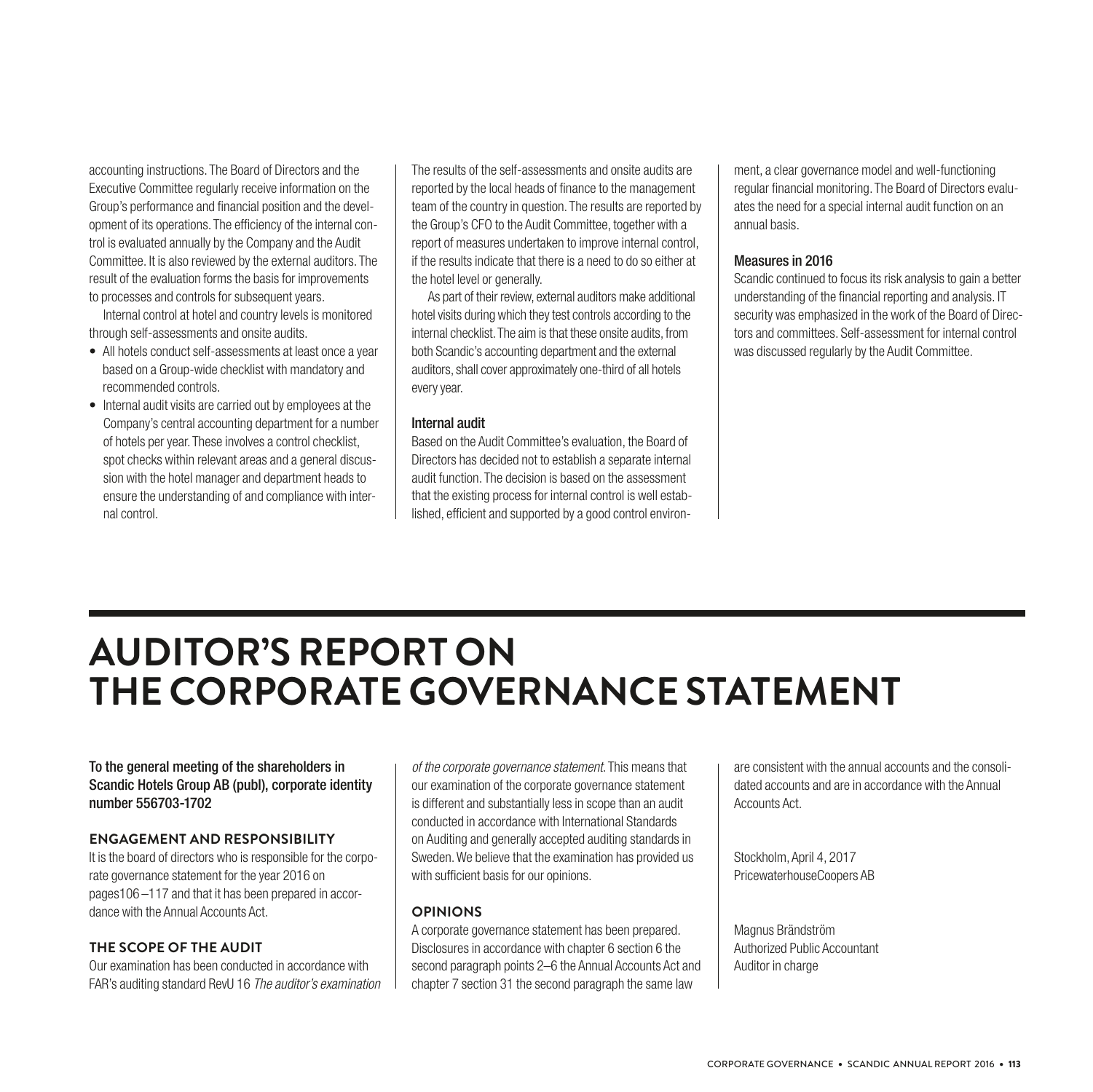accounting instructions. The Board of Directors and the Executive Committee regularly receive information on the Group's performance and financial position and the development of its operations. The efficiency of the internal control is evaluated annually by the Company and the Audit Committee. It is also reviewed by the external auditors. The result of the evaluation forms the basis for improvements to processes and controls for subsequent years.

Internal control at hotel and country levels is monitored through self-assessments and onsite audits.

- All hotels conduct self-assessments at least once a year based on a Group-wide checklist with mandatory and recommended controls.
- Internal audit visits are carried out by employees at the Company's central accounting department for a number of hotels per year. These involves a control checklist, spot checks within relevant areas and a general discussion with the hotel manager and department heads to ensure the understanding of and compliance with internal control.

The results of the self-assessments and onsite audits are reported by the local heads of finance to the management team of the country in question. The results are reported by the Group's CFO to the Audit Committee, together with a report of measures undertaken to improve internal control, if the results indicate that there is a need to do so either at the hotel level or generally.

As part of their review, external auditors make additional hotel visits during which they test controls according to the internal checklist. The aim is that these onsite audits, from both Scandic's accounting department and the external auditors, shall cover approximately one-third of all hotels every year.

### Internal audit

Based on the Audit Committee's evaluation, the Board of Directors has decided not to establish a separate internal audit function. The decision is based on the assessment that the existing process for internal control is well established, efficient and supported by a good control environment, a clear governance model and well-functioning regular financial monitoring. The Board of Directors evaluates the need for a special internal audit function on an annual basis.

### Measures in 2016

Scandic continued to focus its risk analysis to gain a better understanding of the financial reporting and analysis. IT security was emphasized in the work of the Board of Directors and committees. Self-assessment for internal control was discussed regularly by the Audit Committee.

# AUDITOR'S REPORT ON THE CORPORATE GOVERNANCE STATEMENT

To the general meeting of the shareholders in Scandic Hotels Group AB (publ), corporate identity number 556703-1702

## ENGAGEMENT AND RESPONSIBILITY

It is the board of directors who is responsible for the corporate governance statement for the year 2016 on pages106 –117 and that it has been prepared in accordance with the Annual Accounts Act.

## THE SCOPE OF THE AUDIT

Our examination has been conducted in accordance with FAR's auditing standard RevU 16 *The auditor's examination of the corporate governance statement*. This means that our examination of the corporate governance statement is different and substantially less in scope than an audit conducted in accordance with International Standards on Auditing and generally accepted auditing standards in Sweden. We believe that the examination has provided us with sufficient basis for our opinions.

## OPINIONS

A corporate governance statement has been prepared. Disclosures in accordance with chapter 6 section 6 the second paragraph points 2–6 the Annual Accounts Act and chapter 7 section 31 the second paragraph the same law are consistent with the annual accounts and the consolidated accounts and are in accordance with the Annual Accounts Act.

Stockholm, April 4, 2017
PricewaterhouseCoopers AB

Magnus Brändström
Authorized Public Accountant
Auditor in charge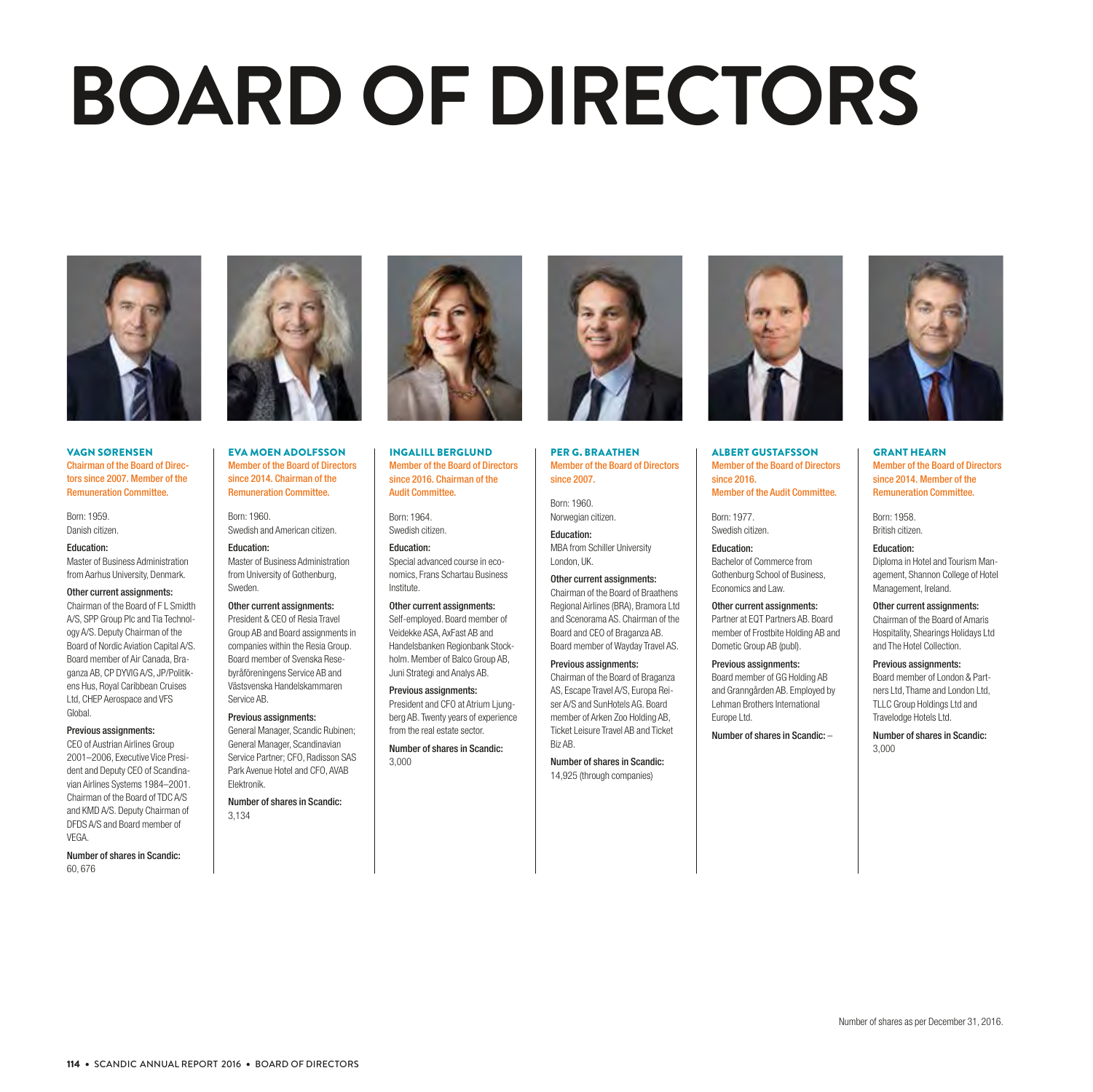# BOARD OF DIRECTORS

### VAGN SØRENSEN

Chairman of the Board of Directors since 2007. Member of the Remuneration Committee.

Born: 1959.
Danish citizen.

**Education:**
Master of Business Administration from Aarhus University, Denmark.

**Other current assignments:**
Chairman of the Board of F L Smidth A/S, SPP Group Plc and Tia Technology A/S. Deputy Chairman of the Board of Nordic Aviation Capital A/S. Board member of Air Canada, Braganza AB, CP DYVIG A/S, JP/Politikens Hus, Royal Caribbean Cruises Ltd, CHEP Aerospace and VFS Global.

**Previous assignments:**
CEO of Austrian Airlines Group 2001–2006, Executive Vice President and Deputy CEO of Scandinavian Airlines Systems 1984–2001. Chairman of the Board of TDC A/S and KMD A/S. Deputy Chairman of DFDS A/S and Board member of VEGA.

**Number of shares in Scandic:**
60, 676

### EVA MOEN ADOLFSSON

Member of the Board of Directors since 2014. Chairman of the Remuneration Committee.

Born: 1960.
Swedish and American citizen.

**Education:**
Master of Business Administration from University of Gothenburg, Sweden.

**Other current assignments:**
President & CEO of Resia Travel Group AB and Board assignments in companies within the Resia Group. Board member of Svenska Resebyråföreningens Service AB and Västsvenska Handelskammaren Service AB.

**Previous assignments:**
General Manager, Scandic Rubinen; General Manager, Scandinavian Service Partner; CFO, Radisson SAS Park Avenue Hotel and CFO, AVAB Elektronik.

**Number of shares in Scandic:**
3,134

### INGALILL BERGLUND

Member of the Board of Directors since 2016. Chairman of the Audit Committee.

Born: 1964.
Swedish citizen.

**Education:**
Special advanced course in economics, Frans Schartau Business Institute.

**Other current assignments:**
Self-employed. Board member of Veidekke ASA, AxFast AB and Handelsbanken Regionbank Stockholm. Member of Balco Group AB, Juni Strategi and Analys AB.

**Previous assignments:**
President and CFO at Atrium Ljungberg AB. Twenty years of experience from the real estate sector.

**Number of shares in Scandic:**
3,000

### PER G. BRAATHEN

Member of the Board of Directors since 2007.

Born: 1960.
Norwegian citizen.

**Education:**
MBA from Schiller University London, UK.

**Other current assignments:**
Chairman of the Board of Braathens Regional Airlines (BRA), Bramora Ltd and Scenorama AS. Chairman of the Board and CEO of Braganza AB. Board member of Wayday Travel AS.

**Previous assignments:**
Chairman of the Board of Braganza AS, Escape Travel A/S, Europa Reiser A/S and SunHotels AG. Board member of Arken Zoo Holding AB, Ticket Leisure Travel AB and Ticket Biz AB.

**Number of shares in Scandic:**
14,925 (through companies)

### ALBERT GUSTAFSSON

Member of the Board of Directors since 2016.
Member of the Audit Committee.

Born: 1977.
Swedish citizen.

**Education:**
Bachelor of Commerce from Gothenburg School of Business, Economics and Law.

**Other current assignments:**
Partner at EQT Partners AB. Board member of Frostbite Holding AB and Dometic Group AB (publ).

**Previous assignments:**
Board member of GG Holding AB and Granngården AB. Employed by Lehman Brothers International Europe Ltd.

**Number of shares in Scandic:** –

### GRANT HEARN

Member of the Board of Directors since 2014. Member of the Remuneration Committee.

Born: 1958.
British citizen.

**Education:**
Diploma in Hotel and Tourism Management, Shannon College of Hotel Management, Ireland.

**Other current assignments:**
Chairman of the Board of Amaris Hospitality, Shearings Holidays Ltd and The Hotel Collection.

**Previous assignments:**
Board member of London & Partners Ltd, Thame and London Ltd, TLLC Group Holdings Ltd and Travelodge Hotels Ltd.

**Number of shares in Scandic:**
3,000

Number of shares as per December 31, 2016.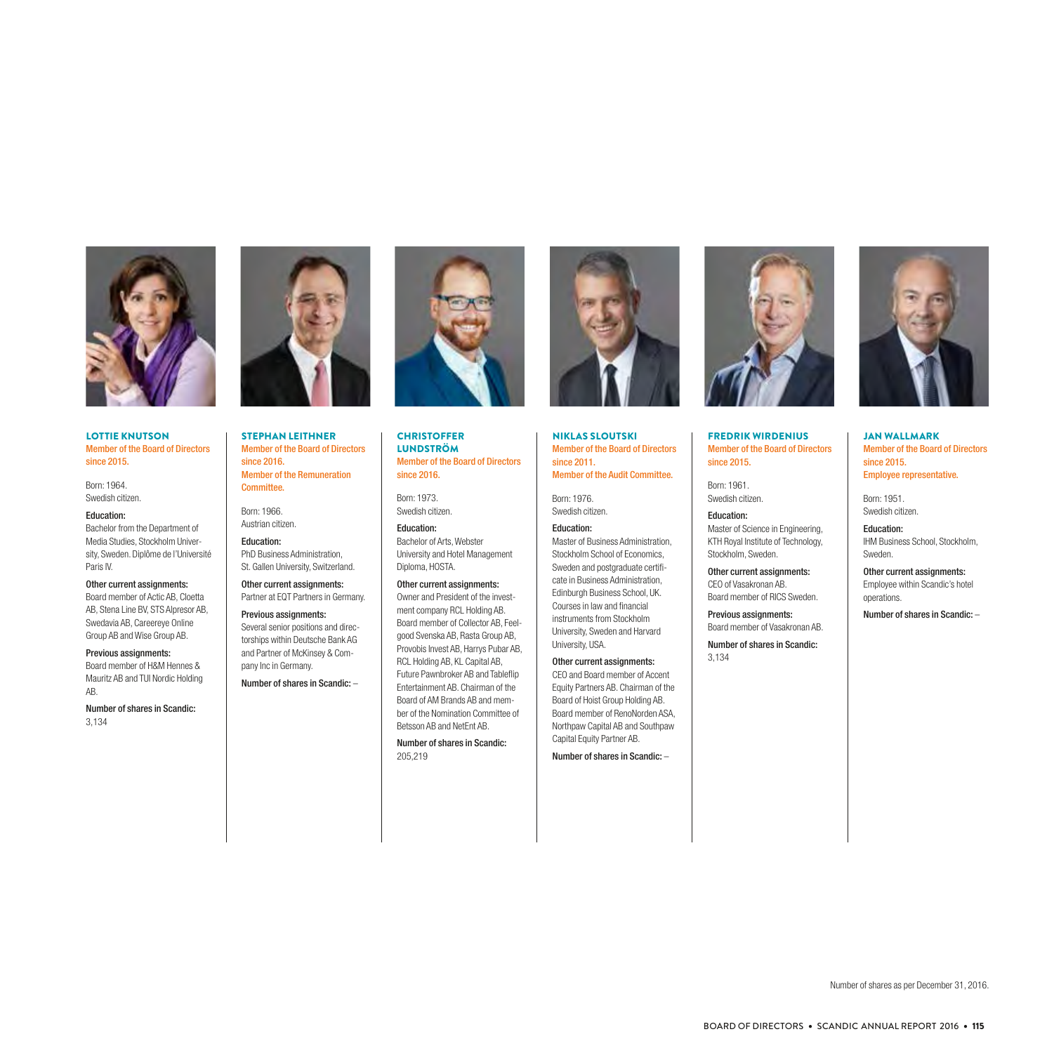## LOTTIE KNUTSON

Member of the Board of Directors since 2015.

Born: 1964.
Swedish citizen.

**Education:**
Bachelor from the Department of Media Studies, Stockholm University, Sweden. Diplôme de l'Université Paris IV.

**Other current assignments:**
Board member of Actic AB, Cloetta AB, Stena Line BV, STS Alpresor AB, Swedavia AB, Careereye Online Group AB and Wise Group AB.

**Previous assignments:**
Board member of H&M Hennes & Mauritz AB and TUI Nordic Holding AB.

**Number of shares in Scandic:**
3,134

## STEPHAN LEITHNER

Member of the Board of Directors since 2016.
Member of the Remuneration Committee.

Born: 1966.
Austrian citizen.

**Education:**
PhD Business Administration, St. Gallen University, Switzerland.

**Other current assignments:**
Partner at EQT Partners in Germany.

**Previous assignments:**
Several senior positions and directorships within Deutsche Bank AG and Partner of McKinsey & Company Inc in Germany.

**Number of shares in Scandic:** –

## CHRISTOFFER LUNDSTRÖM

Member of the Board of Directors since 2016.

Born: 1973.
Swedish citizen.

**Education:**
Bachelor of Arts, Webster University and Hotel Management Diploma, HOSTA.

**Other current assignments:**
Owner and President of the investment company RCL Holding AB. Board member of Collector AB, Feelgood Svenska AB, Rasta Group AB, Provobis Invest AB, Harrys Pubar AB, RCL Holding AB, KL Capital AB, Future Pawnbroker AB and Tableflip Entertainment AB. Chairman of the Board of AM Brands AB and member of the Nomination Committee of Betsson AB and NetEnt AB.

**Number of shares in Scandic:**
205,219

## NIKLAS SLOUTSKI

Member of the Board of Directors since 2011.
Member of the Audit Committee.

Born: 1976.
Swedish citizen.

**Education:**
Master of Business Administration, Stockholm School of Economics, Sweden and postgraduate certificate in Business Administration, Edinburgh Business School, UK. Courses in law and financial instruments from Stockholm University, Sweden and Harvard University, USA.

**Other current assignments:**
CEO and Board member of Accent Equity Partners AB. Chairman of the Board of Hoist Group Holding AB. Board member of RenoNorden ASA, Northpaw Capital AB and Southpaw Capital Equity Partner AB.

**Number of shares in Scandic:** –

## FREDRIK WIRDENIUS

Member of the Board of Directors since 2015.

Born: 1961.
Swedish citizen.

**Education:**
Master of Science in Engineering, KTH Royal Institute of Technology, Stockholm, Sweden.

**Other current assignments:**
CEO of Vasakronan AB.
Board member of RICS Sweden.

**Previous assignments:**
Board member of Vasakronan AB.

**Number of shares in Scandic:**
3,134

## JAN WALLMARK

Member of the Board of Directors since 2015.
Employee representative.

Born: 1951.
Swedish citizen.

**Education:**
IHM Business School, Stockholm, Sweden.

**Other current assignments:**
Employee within Scandic's hotel operations.

**Number of shares in Scandic:** –

Number of shares as per December 31, 2016.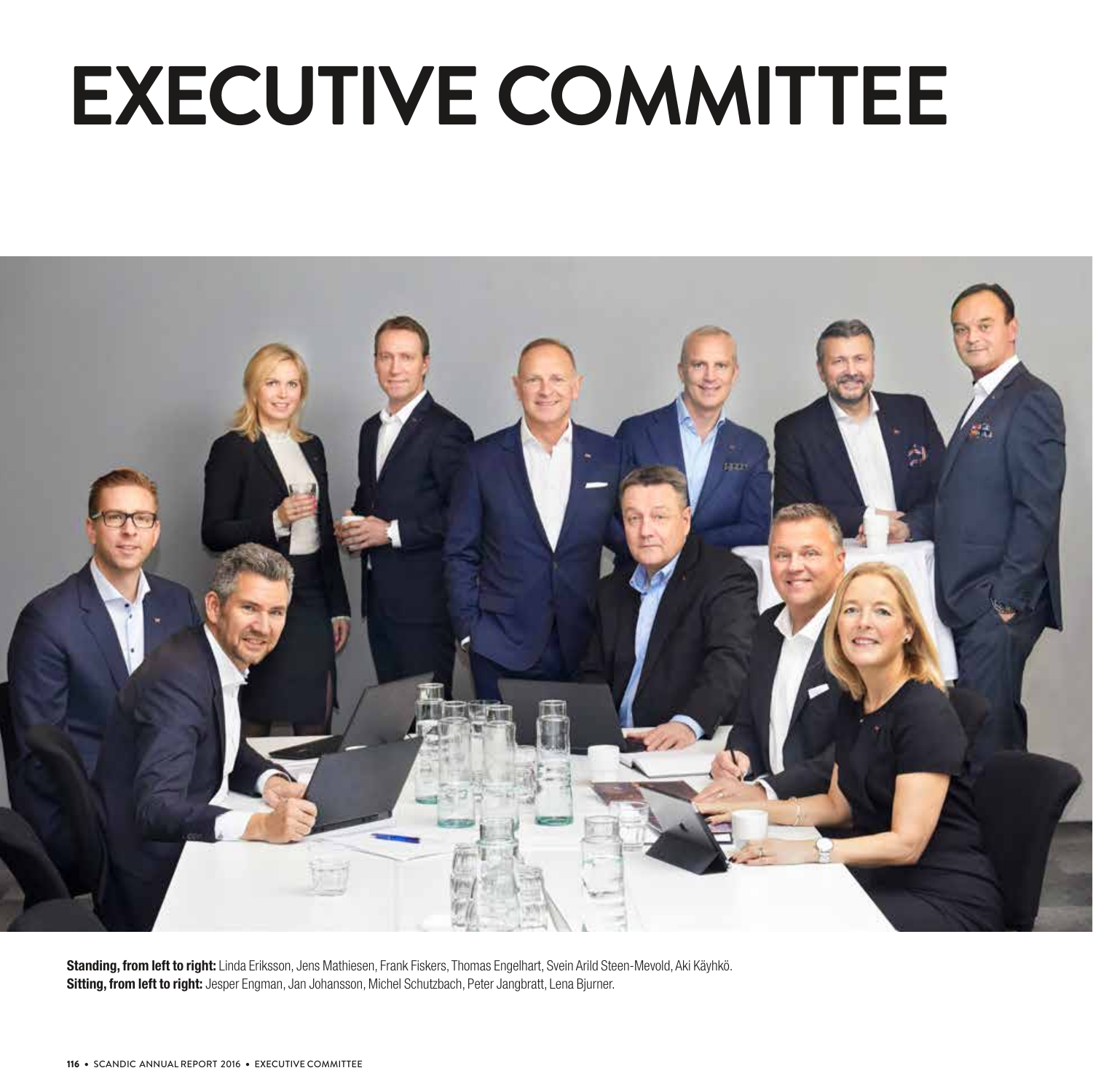# EXECUTIVE COMMITTEE

**Standing, from left to right:** Linda Eriksson, Jens Mathiesen, Frank Fiskers, Thomas Engelhart, Svein Arild Steen-Mevold, Aki Käyhkö.
**Sitting, from left to right:** Jesper Engman, Jan Johansson, Michel Schutzbach, Peter Jangbratt, Lena Bjurner.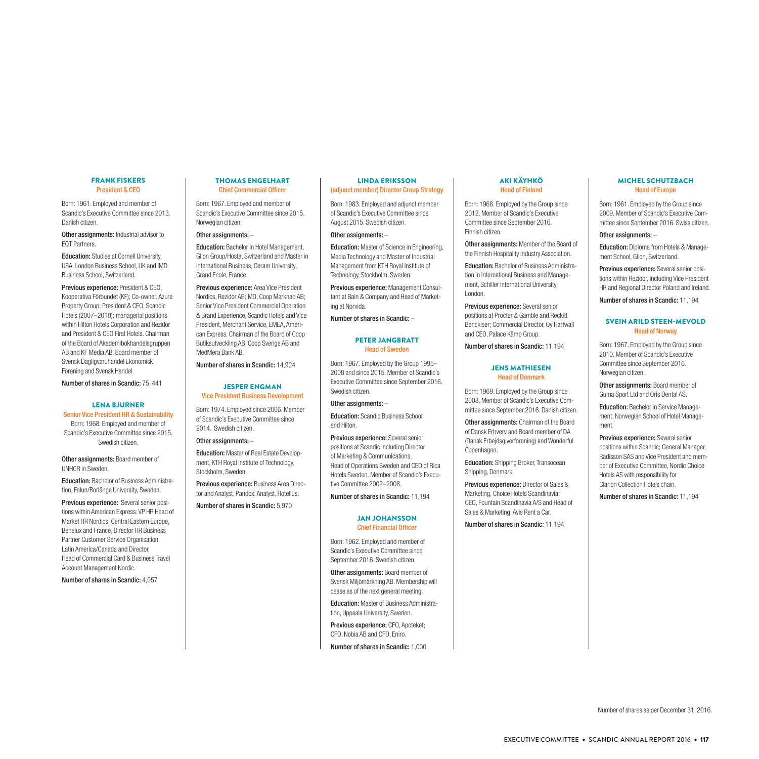### FRANK FISKERS
President & CEO

Born: 1961. Employed and member of Scandic's Executive Committee since 2013. Danish citizen.

**Other assignments:** Industrial advisor to EQT Partners.

**Education:** Studies at Cornell University, USA, London Business School, UK and IMD Business School, Switzerland.

**Previous experience:** President & CEO, Kooperativa Förbundet (KF); Co-owner, Azure Property Group; President & CEO, Scandic Hotels (2007–2010); managerial positions within Hilton Hotels Corporation and Rezidor and President & CEO First Hotels. Chairman of the Board of Akademibokhandelsgruppen AB and KF Media AB. Board member of Svensk Dagligvaruhandel Ekonomisk Förening and Svensk Handel.

**Number of shares in Scandic:** 75, 441

### LENA BJURNER
Senior Vice President HR & Sustainability

Born: 1968. Employed and member of Scandic's Executive Committee since 2015. Swedish citizen.

**Other assignments:** Board member of UNHCR in Sweden.

**Education:** Bachelor of Business Administration, Falun/Borlänge University, Sweden.

**Previous experience:** Several senior positions within American Express: VP HR Head of Market HR Nordics, Central Eastern Europe, Benelux and France, Director HR Business Partner Customer Service Organisation Latin America/Canada and Director, Head of Commercial Card & Business Travel Account Management Nordic.

**Number of shares in Scandic:** 4,057

### THOMAS ENGELHART
Chief Commercial Officer

Born: 1967. Employed and member of Scandic's Executive Committee since 2015. Norwegian citizen.

**Other assignments:** –

**Education:** Bachelor in Hotel Management, Glion Group/Hosta, Switzerland and Master in International Business, Ceram University, Grand Ecole, France.

**Previous experience:** Area Vice President Nordics, Rezidor AB; MD, Coop Marknad AB; Senior Vice President Commercial Operation & Brand Experience, Scandic Hotels and Vice President, Merchant Service, EMEA, American Express. Chairman of the Board of Coop Butiksutveckling AB, Coop Sverige AB and MedMera Bank AB.

**Number of shares in Scandic:** 14,924

### JESPER ENGMAN
Vice President Business Development

Born: 1974. Employed since 2006. Member of Scandic's Executive Committee since 2014. Swedish citizen.

**Other assignments:** –

**Education:** Master of Real Estate Development, KTH Royal Institute of Technology, Stockholm, Sweden.

**Previous experience:** Business Area Director and Analyst, Pandox. Analyst, Hotellus.

**Number of shares in Scandic:** 5,970

### LINDA ERIKSSON
(adjunct member) Director Group Strategy

Born: 1983. Employed and adjunct member of Scandic's Executive Committee since August 2015. Swedish citizen.

**Other assignments:** –

**Education:** Master of Science in Engineering, Media Technology and Master of Industrial Management from KTH Royal Institute of Technology, Stockholm, Sweden.

**Previous experience:** Management Consultant at Bain & Company and Head of Marketing at Norvida.

**Number of shares in Scandic:** –

### PETER JANGBRATT
Head of Sweden

Born: 1967. Employed by the Group 1995–2008 and since 2015. Member of Scandic's Executive Committee since September 2016. Swedish citizen.

**Other assignments:** –

**Education:** Scandic Business School and Hilton.

**Previous experience:** Several senior positions at Scandic including Director of Marketing & Communications, Head of Operations Sweden and CEO of Rica Hotels Sweden. Member of Scandic's Executive Committee 2002–2008.

**Number of shares in Scandic:** 11,194

### JAN JOHANSSON
Chief Financial Officer

Born: 1962. Employed and member of Scandic's Executive Committee since September 2016. Swedish citizen.

**Other assignments:** Board member of Svensk Miljömärkning AB. Membership will cease as of the next general meeting.

**Education:** Master of Business Administration, Uppsala University, Sweden.

**Previous experience:** CFO, Apoteket; CFO, Nobia AB and CFO, Eniro.

**Number of shares in Scandic:** 1,000

### AKI KÄYHKÖ
Head of Finland

Born: 1968. Employed by the Group since 2012. Member of Scandic's Executive Committee since September 2016. Finnish citizen.

**Other assignments:** Member of the Board of the Finnish Hospitality Industry Association.

**Education:** Bachelor of Business Administration in International Business and Management, Schiller International University, London.

**Previous experience:** Several senior positions at Procter & Gamble and Reckitt Benckiser; Commercial Director, Oy Hartwall and CEO, Palace Kämp Group.

**Number of shares in Scandic:** 11,194

### JENS MATHIESEN
Head of Denmark

Born: 1969. Employed by the Group since 2008. Member of Scandic's Executive Committee since September 2016. Danish citizen.

**Other assignments:** Chairman of the Board of Dansk Erhverv and Board member of DA (Dansk Erbejdsgiverforening) and Wonderful Copenhagen.

**Education:** Shipping Broker, Transocean Shipping, Denmark.

**Previous experience:** Director of Sales & Marketing, Choice Hotels Scandinavia; CEO, Fountain Scandinavia A/S and Head of Sales & Marketing, Avis Rent a Car.

**Number of shares in Scandic:** 11,194

### MICHEL SCHUTZBACH
Head of Europe

Born: 1961. Employed by the Group since 2009. Member of Scandic's Executive Committee since September 2016. Swiss citizen.

**Other assignments:** –

**Education:** Diploma from Hotels & Management School, Glion, Switzerland.

**Previous experience:** Several senior positions within Rezidor, including Vice President HR and Regional Director Poland and Ireland.

**Number of shares in Scandic:** 11,194

### SVEIN ARILD STEEN-MEVOLD
Head of Norway

Born: 1967. Employed by the Group since 2010. Member of Scandic's Executive Committee since September 2016. Norwegian citizen.

**Other assignments:** Board member of Guma Sport Ltd and Oris Dental AS.

**Education:** Bachelor in Service Management, Norwegian School of Hotel Management.

**Previous experience:** Several senior positions within Scandic; General Manager, Radisson SAS and Vice President and member of Executive Committee, Nordic Choice Hotels AS with responsibility for Clarion Collection Hotels chain.

**Number of shares in Scandic:** 11,194

Number of shares as per December 31, 2016.